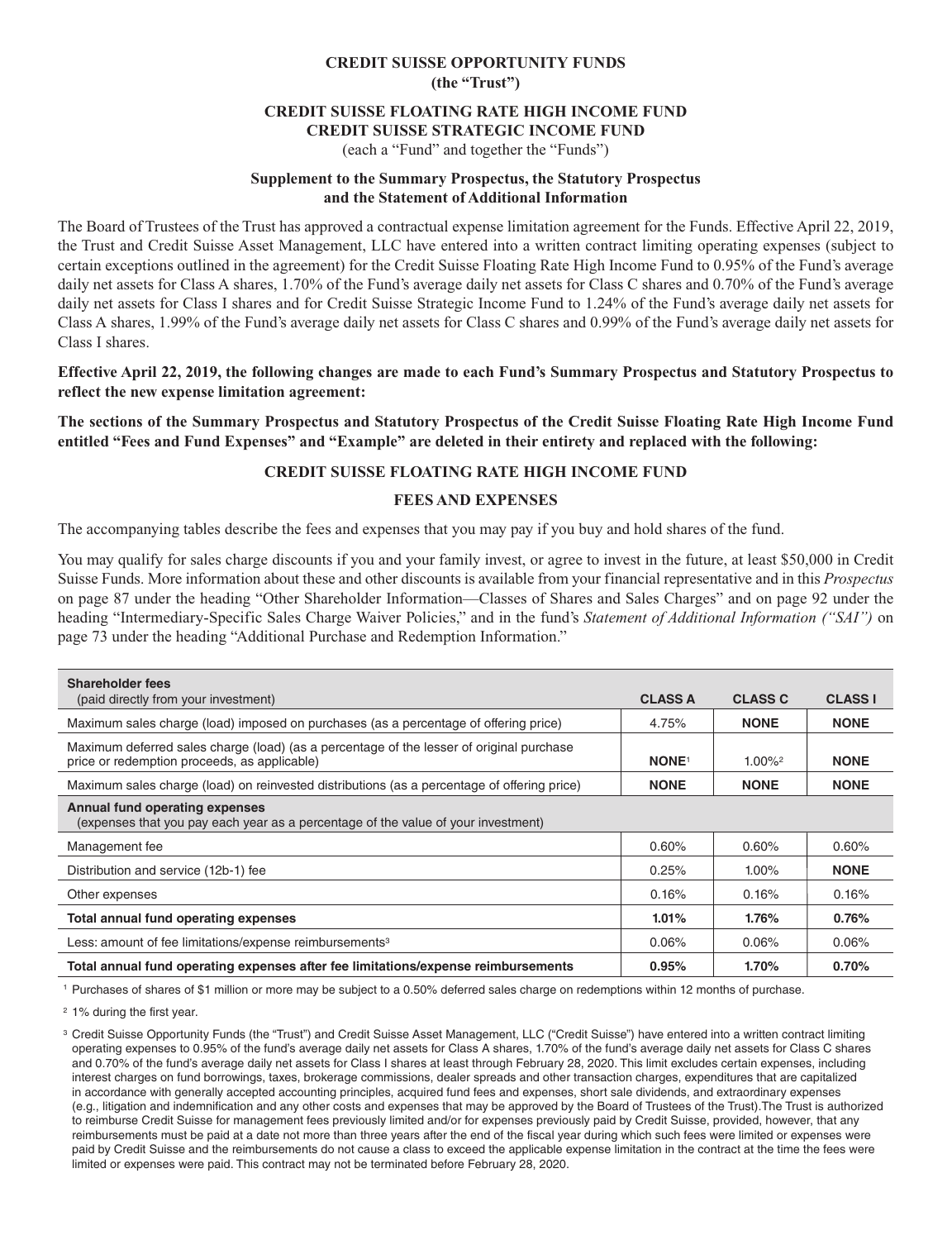# CREDIT SUISSE OPPORTUNITY FUNDS
**(the "Trust")**

## CREDIT SUISSE FLOATING RATE HIGH INCOME FUND
## CREDIT SUISSE STRATEGIC INCOME FUND

(each a "Fund" and together the "Funds")

**Supplement to the Summary Prospectus, the Statutory Prospectus and the Statement of Additional Information**

The Board of Trustees of the Trust has approved a contractual expense limitation agreement for the Funds. Effective April 22, 2019, the Trust and Credit Suisse Asset Management, LLC have entered into a written contract limiting operating expenses (subject to certain exceptions outlined in the agreement) for the Credit Suisse Floating Rate High Income Fund to 0.95% of the Fund's average daily net assets for Class A shares, 1.70% of the Fund's average daily net assets for Class C shares and 0.70% of the Fund's average daily net assets for Class I shares and for Credit Suisse Strategic Income Fund to 1.24% of the Fund's average daily net assets for Class A shares, 1.99% of the Fund's average daily net assets for Class C shares and 0.99% of the Fund's average daily net assets for Class I shares.

**Effective April 22, 2019, the following changes are made to each Fund's Summary Prospectus and Statutory Prospectus to reflect the new expense limitation agreement:**

**The sections of the Summary Prospectus and Statutory Prospectus of the Credit Suisse Floating Rate High Income Fund entitled "Fees and Fund Expenses" and "Example" are deleted in their entirety and replaced with the following:**

### CREDIT SUISSE FLOATING RATE HIGH INCOME FUND

### FEES AND EXPENSES

The accompanying tables describe the fees and expenses that you may pay if you buy and hold shares of the fund.

You may qualify for sales charge discounts if you and your family invest, or agree to invest in the future, at least $50,000 in Credit Suisse Funds. More information about these and other discounts is available from your financial representative and in this *Prospectus* on page 87 under the heading "Other Shareholder Information—Classes of Shares and Sales Charges" and on page 92 under the heading "Intermediary-Specific Sales Charge Waiver Policies," and in the fund's *Statement of Additional Information ("SAI")* on page 73 under the heading "Additional Purchase and Redemption Information."

| **Shareholder fees** (paid directly from your investment) | **CLASS A** | **CLASS C** | **CLASS I** |
|---|---|---|---|
| Maximum sales charge (load) imposed on purchases (as a percentage of offering price) | 4.75% | **NONE** | **NONE** |
| Maximum deferred sales charge (load) (as a percentage of the lesser of original purchase price or redemption proceeds, as applicable) | **NONE**[1] | 1.00%[2] | **NONE** |
| Maximum sales charge (load) on reinvested distributions (as a percentage of offering price) | **NONE** | **NONE** | **NONE** |
| **Annual fund operating expenses** (expenses that you pay each year as a percentage of the value of your investment) | | | |
| Management fee | 0.60% | 0.60% | 0.60% |
| Distribution and service (12b-1) fee | 0.25% | 1.00% | **NONE** |
| Other expenses | 0.16% | 0.16% | 0.16% |
| **Total annual fund operating expenses** | **1.01%** | **1.76%** | **0.76%** |
| Less: amount of fee limitations/expense reimbursements[3] | 0.06% | 0.06% | 0.06% |
| **Total annual fund operating expenses after fee limitations/expense reimbursements** | **0.95%** | **1.70%** | **0.70%** |

[1] Purchases of shares of $1 million or more may be subject to a 0.50% deferred sales charge on redemptions within 12 months of purchase.

[2] 1% during the first year.

[3] Credit Suisse Opportunity Funds (the "Trust") and Credit Suisse Asset Management, LLC ("Credit Suisse") have entered into a written contract limiting operating expenses to 0.95% of the fund's average daily net assets for Class A shares, 1.70% of the fund's average daily net assets for Class C shares and 0.70% of the fund's average daily net assets for Class I shares at least through February 28, 2020. This limit excludes certain expenses, including interest charges on fund borrowings, taxes, brokerage commissions, dealer spreads and other transaction charges, expenditures that are capitalized in accordance with generally accepted accounting principles, acquired fund fees and expenses, short sale dividends, and extraordinary expenses (e.g., litigation and indemnification and any other costs and expenses that may be approved by the Board of Trustees of the Trust).The Trust is authorized to reimburse Credit Suisse for management fees previously limited and/or for expenses previously paid by Credit Suisse, provided, however, that any reimbursements must be paid at a date not more than three years after the end of the fiscal year during which such fees were limited or expenses were paid by Credit Suisse and the reimbursements do not cause a class to exceed the applicable expense limitation in the contract at the time the fees were limited or expenses were paid. This contract may not be terminated before February 28, 2020.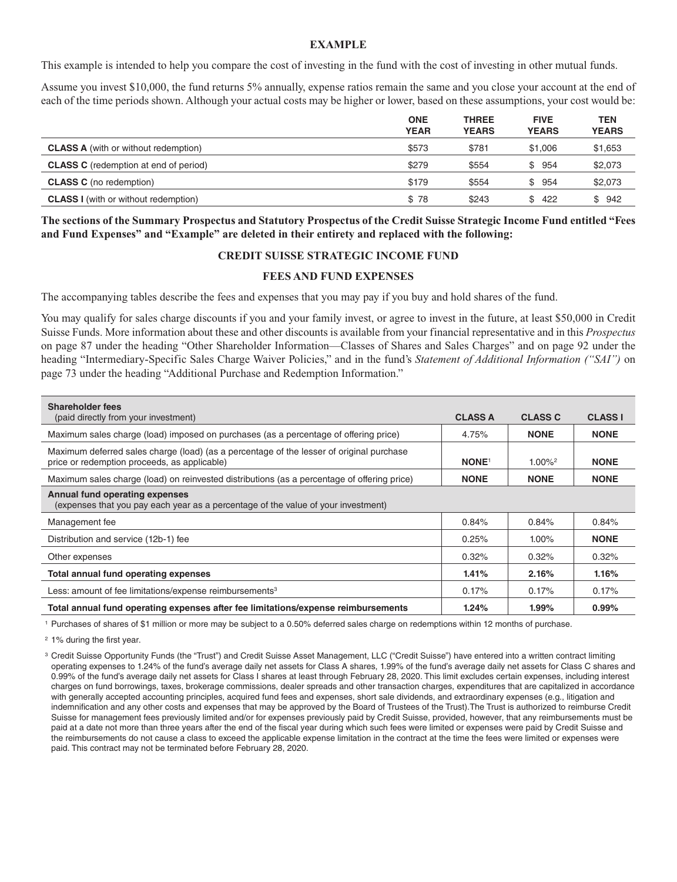**EXAMPLE**

This example is intended to help you compare the cost of investing in the fund with the cost of investing in other mutual funds.

Assume you invest $10,000, the fund returns 5% annually, expense ratios remain the same and you close your account at the end of each of the time periods shown. Although your actual costs may be higher or lower, based on these assumptions, your cost would be:

| | ONE YEAR | THREE YEARS | FIVE YEARS | TEN YEARS |
|---|---|---|---|---|
| **CLASS A** (with or without redemption) | $573 | $781 | $1,006 | $1,653 |
| **CLASS C** (redemption at end of period) | $279 | $554 | $ 954 | $2,073 |
| **CLASS C** (no redemption) | $179 | $554 | $ 954 | $2,073 |
| **CLASS I** (with or without redemption) | $ 78 | $243 | $ 422 | $ 942 |

**The sections of the Summary Prospectus and Statutory Prospectus of the Credit Suisse Strategic Income Fund entitled "Fees and Fund Expenses" and "Example" are deleted in their entirety and replaced with the following:**

## CREDIT SUISSE STRATEGIC INCOME FUND

### FEES AND FUND EXPENSES

The accompanying tables describe the fees and expenses that you may pay if you buy and hold shares of the fund.

You may qualify for sales charge discounts if you and your family invest, or agree to invest in the future, at least $50,000 in Credit Suisse Funds. More information about these and other discounts is available from your financial representative and in this *Prospectus* on page 87 under the heading "Other Shareholder Information—Classes of Shares and Sales Charges" and on page 92 under the heading "Intermediary-Specific Sales Charge Waiver Policies," and in the fund's *Statement of Additional Information ("SAI")* on page 73 under the heading "Additional Purchase and Redemption Information."

| **Shareholder fees** (paid directly from your investment) | CLASS A | CLASS C | CLASS I |
|---|---|---|---|
| Maximum sales charge (load) imposed on purchases (as a percentage of offering price) | 4.75% | **NONE** | **NONE** |
| Maximum deferred sales charge (load) (as a percentage of the lesser of original purchase price or redemption proceeds, as applicable) | **NONE**[1] | 1.00%[2] | **NONE** |
| Maximum sales charge (load) on reinvested distributions (as a percentage of offering price) | **NONE** | **NONE** | **NONE** |
| **Annual fund operating expenses** (expenses that you pay each year as a percentage of the value of your investment) | | | |
| Management fee | 0.84% | 0.84% | 0.84% |
| Distribution and service (12b-1) fee | 0.25% | 1.00% | **NONE** |
| Other expenses | 0.32% | 0.32% | 0.32% |
| **Total annual fund operating expenses** | **1.41%** | **2.16%** | **1.16%** |
| Less: amount of fee limitations/expense reimbursements[3] | 0.17% | 0.17% | 0.17% |
| **Total annual fund operating expenses after fee limitations/expense reimbursements** | **1.24%** | **1.99%** | **0.99%** |

[1] Purchases of shares of $1 million or more may be subject to a 0.50% deferred sales charge on redemptions within 12 months of purchase.

[2] 1% during the first year.

[3] Credit Suisse Opportunity Funds (the "Trust") and Credit Suisse Asset Management, LLC ("Credit Suisse") have entered into a written contract limiting operating expenses to 1.24% of the fund's average daily net assets for Class A shares, 1.99% of the fund's average daily net assets for Class C shares and 0.99% of the fund's average daily net assets for Class I shares at least through February 28, 2020. This limit excludes certain expenses, including interest charges on fund borrowings, taxes, brokerage commissions, dealer spreads and other transaction charges, expenditures that are capitalized in accordance with generally accepted accounting principles, acquired fund fees and expenses, short sale dividends, and extraordinary expenses (e.g., litigation and indemnification and any other costs and expenses that may be approved by the Board of Trustees of the Trust).The Trust is authorized to reimburse Credit Suisse for management fees previously limited and/or for expenses previously paid by Credit Suisse, provided, however, that any reimbursements must be paid at a date not more than three years after the end of the fiscal year during which such fees were limited or expenses were paid by Credit Suisse and the reimbursements do not cause a class to exceed the applicable expense limitation in the contract at the time the fees were limited or expenses were paid. This contract may not be terminated before February 28, 2020.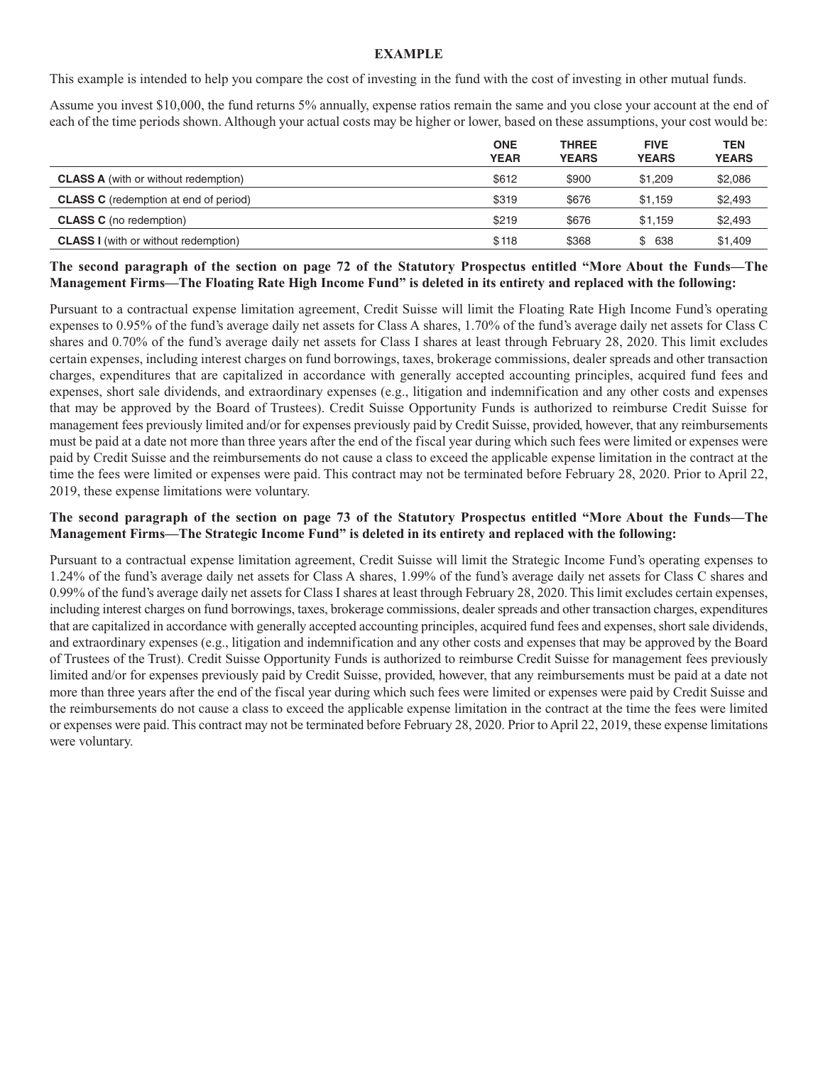**EXAMPLE**

This example is intended to help you compare the cost of investing in the fund with the cost of investing in other mutual funds.

Assume you invest $10,000, the fund returns 5% annually, expense ratios remain the same and you close your account at the end of each of the time periods shown. Although your actual costs may be higher or lower, based on these assumptions, your cost would be:

| | ONE YEAR | THREE YEARS | FIVE YEARS | TEN YEARS |
|---|---|---|---|---|
| **CLASS A** (with or without redemption) | $612 | $900 | $1,209 | $2,086 |
| **CLASS C** (redemption at end of period) | $319 | $676 | $1,159 | $2,493 |
| **CLASS C** (no redemption) | $219 | $676 | $1,159 | $2,493 |
| **CLASS I** (with or without redemption) | $118 | $368 | $ 638 | $1,409 |

**The second paragraph of the section on page 72 of the Statutory Prospectus entitled "More About the Funds—The Management Firms—The Floating Rate High Income Fund" is deleted in its entirety and replaced with the following:**

Pursuant to a contractual expense limitation agreement, Credit Suisse will limit the Floating Rate High Income Fund's operating expenses to 0.95% of the fund's average daily net assets for Class A shares, 1.70% of the fund's average daily net assets for Class C shares and 0.70% of the fund's average daily net assets for Class I shares at least through February 28, 2020. This limit excludes certain expenses, including interest charges on fund borrowings, taxes, brokerage commissions, dealer spreads and other transaction charges, expenditures that are capitalized in accordance with generally accepted accounting principles, acquired fund fees and expenses, short sale dividends, and extraordinary expenses (e.g., litigation and indemnification and any other costs and expenses that may be approved by the Board of Trustees). Credit Suisse Opportunity Funds is authorized to reimburse Credit Suisse for management fees previously limited and/or for expenses previously paid by Credit Suisse, provided, however, that any reimbursements must be paid at a date not more than three years after the end of the fiscal year during which such fees were limited or expenses were paid by Credit Suisse and the reimbursements do not cause a class to exceed the applicable expense limitation in the contract at the time the fees were limited or expenses were paid. This contract may not be terminated before February 28, 2020. Prior to April 22, 2019, these expense limitations were voluntary.

**The second paragraph of the section on page 73 of the Statutory Prospectus entitled "More About the Funds—The Management Firms—The Strategic Income Fund" is deleted in its entirety and replaced with the following:**

Pursuant to a contractual expense limitation agreement, Credit Suisse will limit the Strategic Income Fund's operating expenses to 1.24% of the fund's average daily net assets for Class A shares, 1.99% of the fund's average daily net assets for Class C shares and 0.99% of the fund's average daily net assets for Class I shares at least through February 28, 2020. This limit excludes certain expenses, including interest charges on fund borrowings, taxes, brokerage commissions, dealer spreads and other transaction charges, expenditures that are capitalized in accordance with generally accepted accounting principles, acquired fund fees and expenses, short sale dividends, and extraordinary expenses (e.g., litigation and indemnification and any other costs and expenses that may be approved by the Board of Trustees of the Trust). Credit Suisse Opportunity Funds is authorized to reimburse Credit Suisse for management fees previously limited and/or for expenses previously paid by Credit Suisse, provided, however, that any reimbursements must be paid at a date not more than three years after the end of the fiscal year during which such fees were limited or expenses were paid by Credit Suisse and the reimbursements do not cause a class to exceed the applicable expense limitation in the contract at the time the fees were limited or expenses were paid. This contract may not be terminated before February 28, 2020. Prior to April 22, 2019, these expense limitations were voluntary.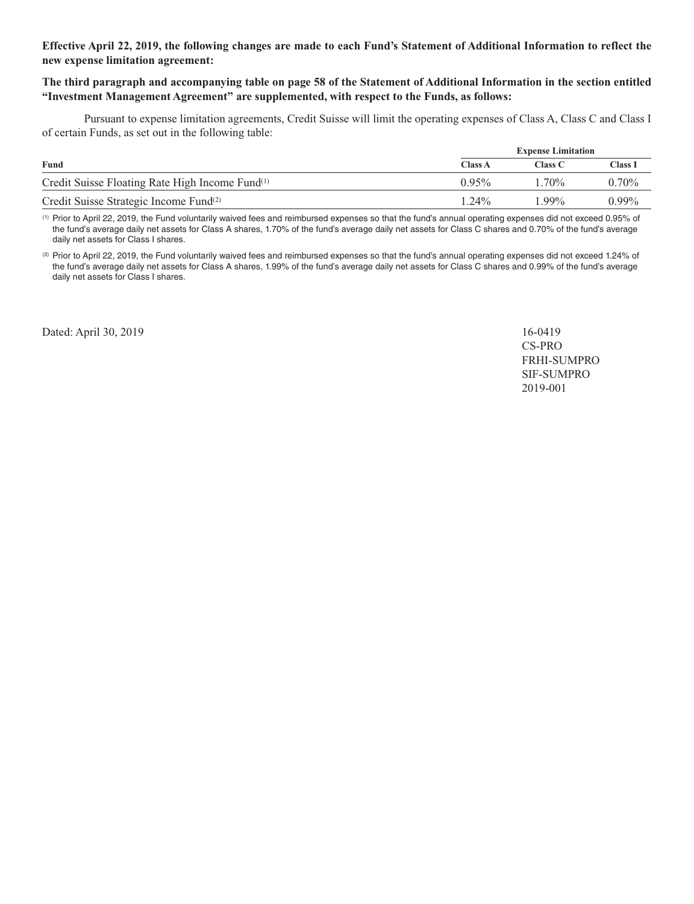**Effective April 22, 2019, the following changes are made to each Fund's Statement of Additional Information to reflect the new expense limitation agreement:**

**The third paragraph and accompanying table on page 58 of the Statement of Additional Information in the section entitled "Investment Management Agreement" are supplemented, with respect to the Funds, as follows:**

Pursuant to expense limitation agreements, Credit Suisse will limit the operating expenses of Class A, Class C and Class I of certain Funds, as set out in the following table:

| | Expense Limitation | | |
|---|---|---|---|
| **Fund** | **Class A** | **Class C** | **Class I** |
| Credit Suisse Floating Rate High Income Fund[(1)] | 0.95% | 1.70% | 0.70% |
| Credit Suisse Strategic Income Fund[(2)] | 1.24% | 1.99% | 0.99% |

[(1)] Prior to April 22, 2019, the Fund voluntarily waived fees and reimbursed expenses so that the fund's annual operating expenses did not exceed 0.95% of the fund's average daily net assets for Class A shares, 1.70% of the fund's average daily net assets for Class C shares and 0.70% of the fund's average daily net assets for Class I shares.

[(2)] Prior to April 22, 2019, the Fund voluntarily waived fees and reimbursed expenses so that the fund's annual operating expenses did not exceed 1.24% of the fund's average daily net assets for Class A shares, 1.99% of the fund's average daily net assets for Class C shares and 0.99% of the fund's average daily net assets for Class I shares.

Dated: April 30, 2019

16-0419
CS-PRO
FRHI-SUMPRO
SIF-SUMPRO
2019-001